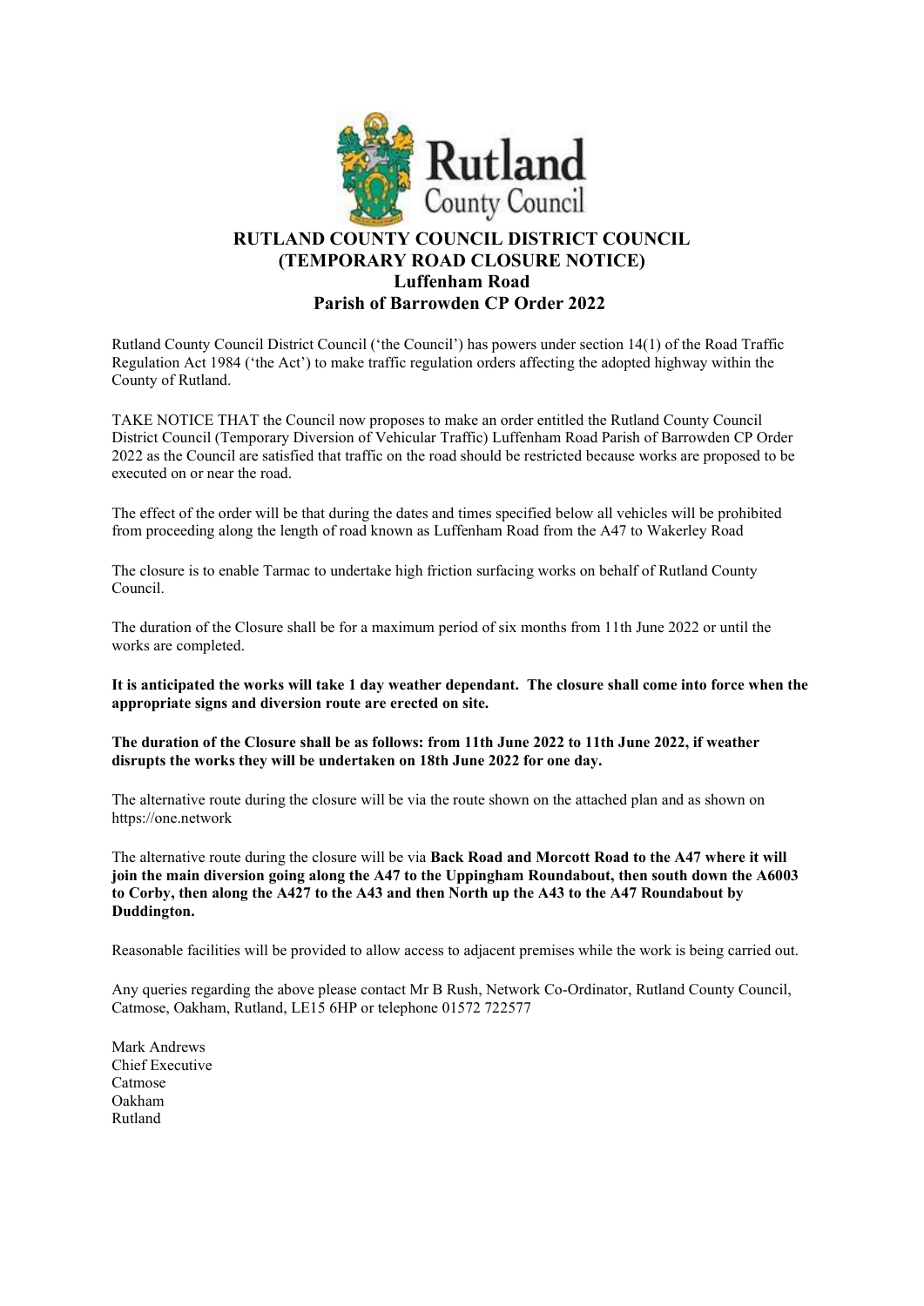# RUTLAND COUNTY COUNCIL DISTRICT COUNCIL
## (TEMPORARY ROAD CLOSURE NOTICE)
## Luffenham Road
## Parish of Barrowden CP Order 2022

Rutland County Council District Council ('the Council') has powers under section 14(1) of the Road Traffic Regulation Act 1984 ('the Act') to make traffic regulation orders affecting the adopted highway within the County of Rutland.

TAKE NOTICE THAT the Council now proposes to make an order entitled the Rutland County Council District Council (Temporary Diversion of Vehicular Traffic) Luffenham Road Parish of Barrowden CP Order 2022 as the Council are satisfied that traffic on the road should be restricted because works are proposed to be executed on or near the road.

The effect of the order will be that during the dates and times specified below all vehicles will be prohibited from proceeding along the length of road known as Luffenham Road from the A47 to Wakerley Road

The closure is to enable Tarmac to undertake high friction surfacing works on behalf of Rutland County Council.

The duration of the Closure shall be for a maximum period of six months from 11th June 2022 or until the works are completed.

**It is anticipated the works will take 1 day weather dependant. The closure shall come into force when the appropriate signs and diversion route are erected on site.**

**The duration of the Closure shall be as follows: from 11th June 2022 to 11th June 2022, if weather disrupts the works they will be undertaken on 18th June 2022 for one day.**

The alternative route during the closure will be via the route shown on the attached plan and as shown on https://one.network

The alternative route during the closure will be via **Back Road and Morcott Road to the A47 where it will join the main diversion going along the A47 to the Uppingham Roundabout, then south down the A6003 to Corby, then along the A427 to the A43 and then North up the A43 to the A47 Roundabout by Duddington.**

Reasonable facilities will be provided to allow access to adjacent premises while the work is being carried out.

Any queries regarding the above please contact Mr B Rush, Network Co-Ordinator, Rutland County Council, Catmose, Oakham, Rutland, LE15 6HP or telephone 01572 722577

Mark Andrews
Chief Executive
Catmose
Oakham
Rutland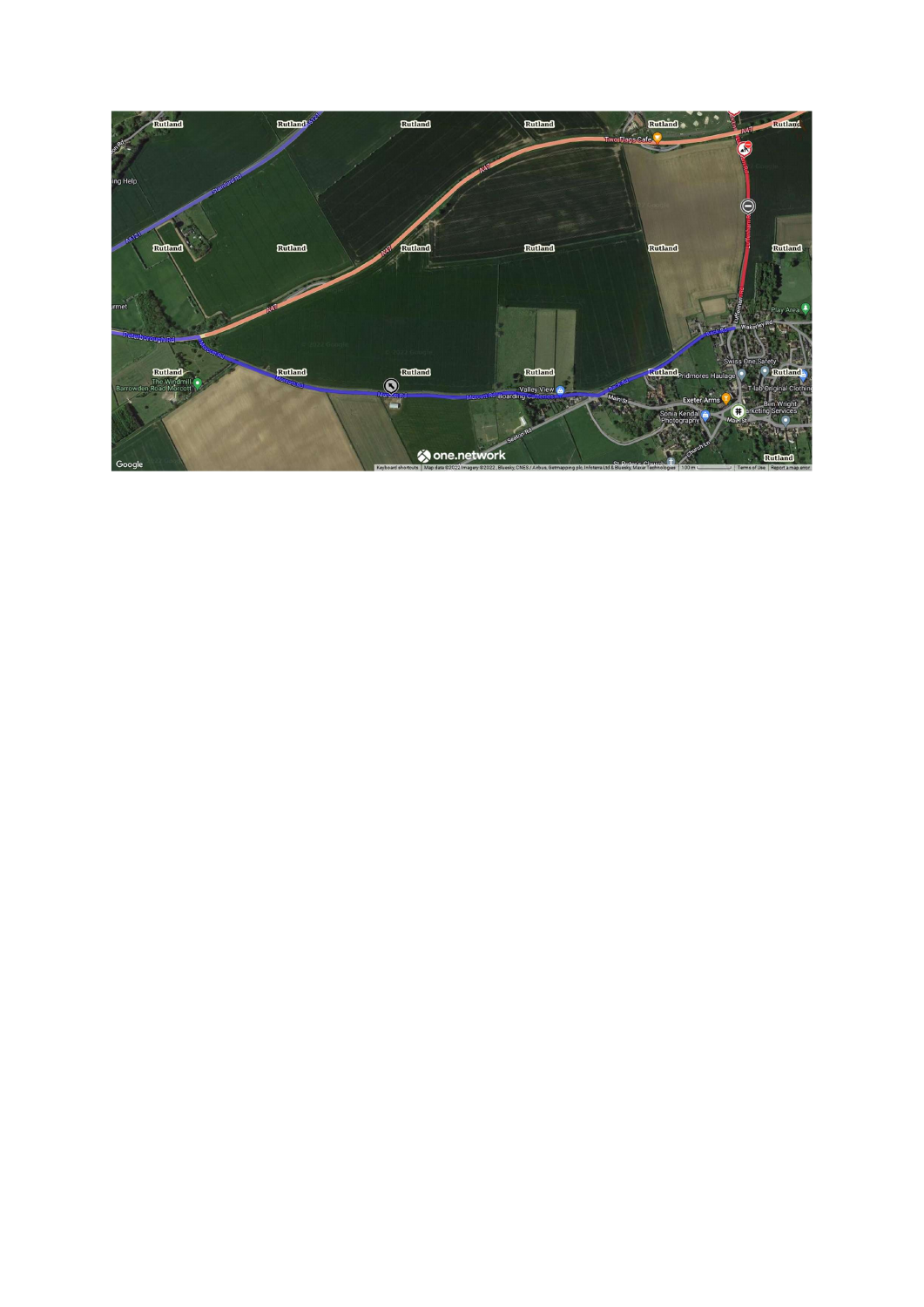Rutland

A47

Two Flags Cafe

Stamford Rd

A6121

Peterborough Rd

Morcott Rd

The Windmill
Barrowden Road Morcott

Valley View
Boarding Cattery

Main St

Seaton Rd

Wakerley Rd

Swiss One Safety

Bridmores Haulage

Exeter Arms

Sonia Kendal
Photography

Ben Wright
Marketing Services

Play Area

Church Ln

St Peter's Church

one.network

Google

Keyboard shortcuts | Map data ©2022 Imagery ©2022 , Bluesky, CNES / Airbus, Getmapping plc, Infoterra Ltd & Bluesky, Maxar Technologies | 100 m | Terms of Use | Report a map error